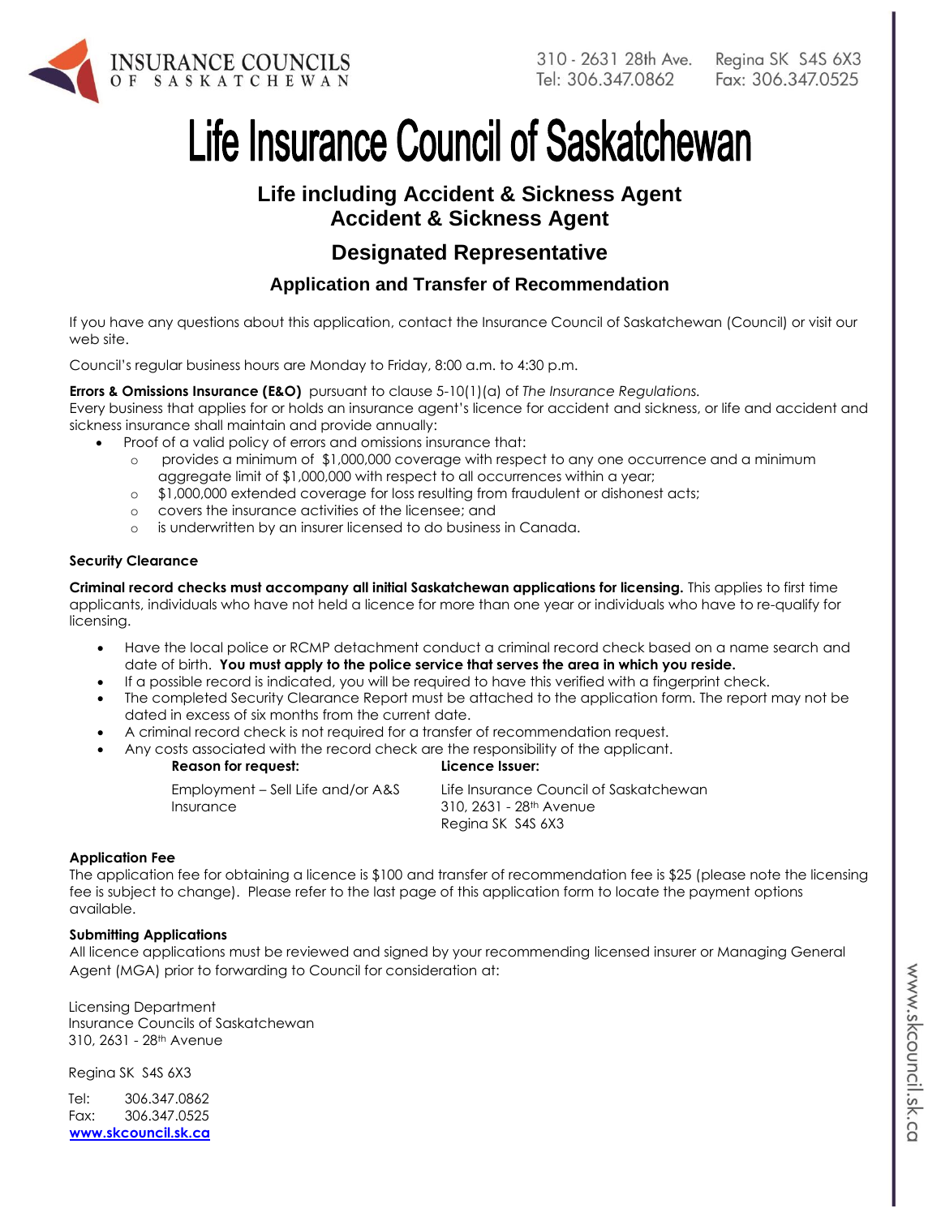INSURANCE COUNCILS OF SASKATCHEWAN

310 - 2631 28th Ave. Regina SK S4S 6X3
Tel: 306.347.0862 Fax: 306.347.0525

# Life Insurance Council of Saskatchewan

## Life including Accident & Sickness Agent
## Accident & Sickness Agent

## Designated Representative

### Application and Transfer of Recommendation

If you have any questions about this application, contact the Insurance Council of Saskatchewan (Council) or visit our web site.

Council's regular business hours are Monday to Friday, 8:00 a.m. to 4:30 p.m.

**Errors & Omissions Insurance (E&O)** pursuant to clause 5-10(1)(a) of *The Insurance Regulations*.
Every business that applies for or holds an insurance agent's licence for accident and sickness, or life and accident and sickness insurance shall maintain and provide annually:

- Proof of a valid policy of errors and omissions insurance that:
  - provides a minimum of $1,000,000 coverage with respect to any one occurrence and a minimum aggregate limit of $1,000,000 with respect to all occurrences within a year;
  - $1,000,000 extended coverage for loss resulting from fraudulent or dishonest acts;
  - covers the insurance activities of the licensee; and
  - is underwritten by an insurer licensed to do business in Canada.

**Security Clearance**

**Criminal record checks must accompany all initial Saskatchewan applications for licensing.** This applies to first time applicants, individuals who have not held a licence for more than one year or individuals who have to re-qualify for licensing.

- Have the local police or RCMP detachment conduct a criminal record check based on a name search and date of birth. **You must apply to the police service that serves the area in which you reside.**
- If a possible record is indicated, you will be required to have this verified with a fingerprint check.
- The completed Security Clearance Report must be attached to the application form. The report may not be dated in excess of six months from the current date.
- A criminal record check is not required for a transfer of recommendation request.
- Any costs associated with the record check are the responsibility of the applicant.

| **Reason for request:** | **Licence Issuer:** |
|---|---|
| Employment – Sell Life and/or A&S Insurance | Life Insurance Council of Saskatchewan<br>310, 2631 - 28th Avenue<br>Regina SK S4S 6X3 |

**Application Fee**
The application fee for obtaining a licence is $100 and transfer of recommendation fee is $25 (please note the licensing fee is subject to change). Please refer to the last page of this application form to locate the payment options available.

**Submitting Applications**
All licence applications must be reviewed and signed by your recommending licensed insurer or Managing General Agent (MGA) prior to forwarding to Council for consideration at:

Licensing Department
Insurance Councils of Saskatchewan
310, 2631 - 28th Avenue

Regina SK S4S 6X3

Tel: 306.347.0862
Fax: 306.347.0525
**www.skcouncil.sk.ca**

www.skcouncil.sk.ca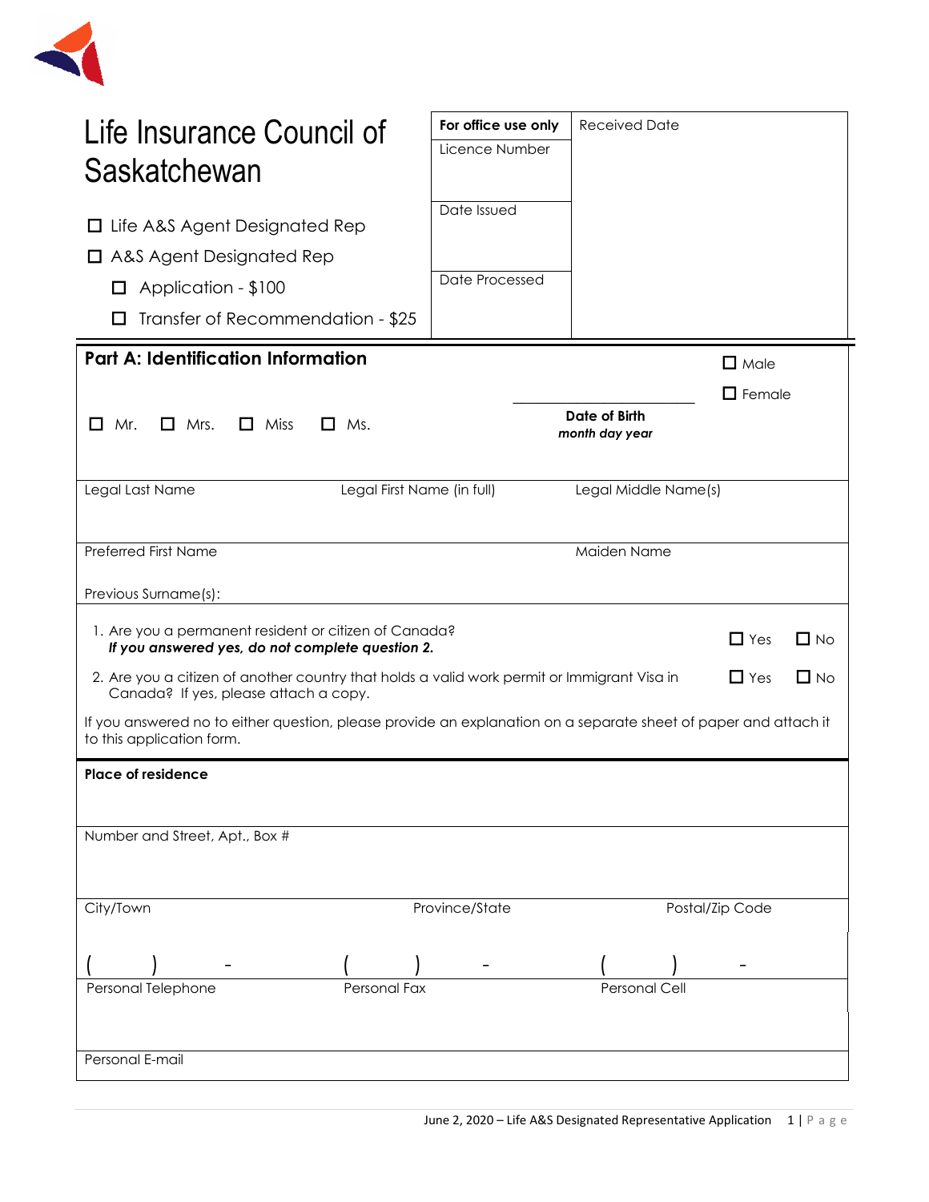# Life Insurance Council of Saskatchewan

- ☐ Life A&S Agent Designated Rep
- ☐ A&S Agent Designated Rep
  - ☐ Application - $100
  - ☐ Transfer of Recommendation - $25

| For office use only | Received Date |
|---|---|
| Licence Number | |
| Date Issued | |
| Date Processed | |

## Part A: Identification Information

☐ Mr. ☐ Mrs. ☐ Miss ☐ Ms.

_______________________
**Date of Birth**
***month day year***

☐ Male
☐ Female

| Legal Last Name | Legal First Name (in full) | Legal Middle Name(s) |
|---|---|---|
| | | |

| Preferred First Name | Maiden Name |
|---|---|
| | |

Previous Surname(s):

1. Are you a permanent resident or citizen of Canada? ☐ Yes ☐ No
   ***If you answered yes, do not complete question 2.***
2. Are you a citizen of another country that holds a valid work permit or Immigrant Visa in Canada? If yes, please attach a copy. ☐ Yes ☐ No

If you answered no to either question, please provide an explanation on a separate sheet of paper and attach it to this application form.

**Place of residence**

Number and Street, Apt., Box #

| City/Town | Province/State | Postal/Zip Code |
|---|---|---|
| ( ) - | ( ) - | ( ) - |
| Personal Telephone | Personal Fax | Personal Cell |

Personal E-mail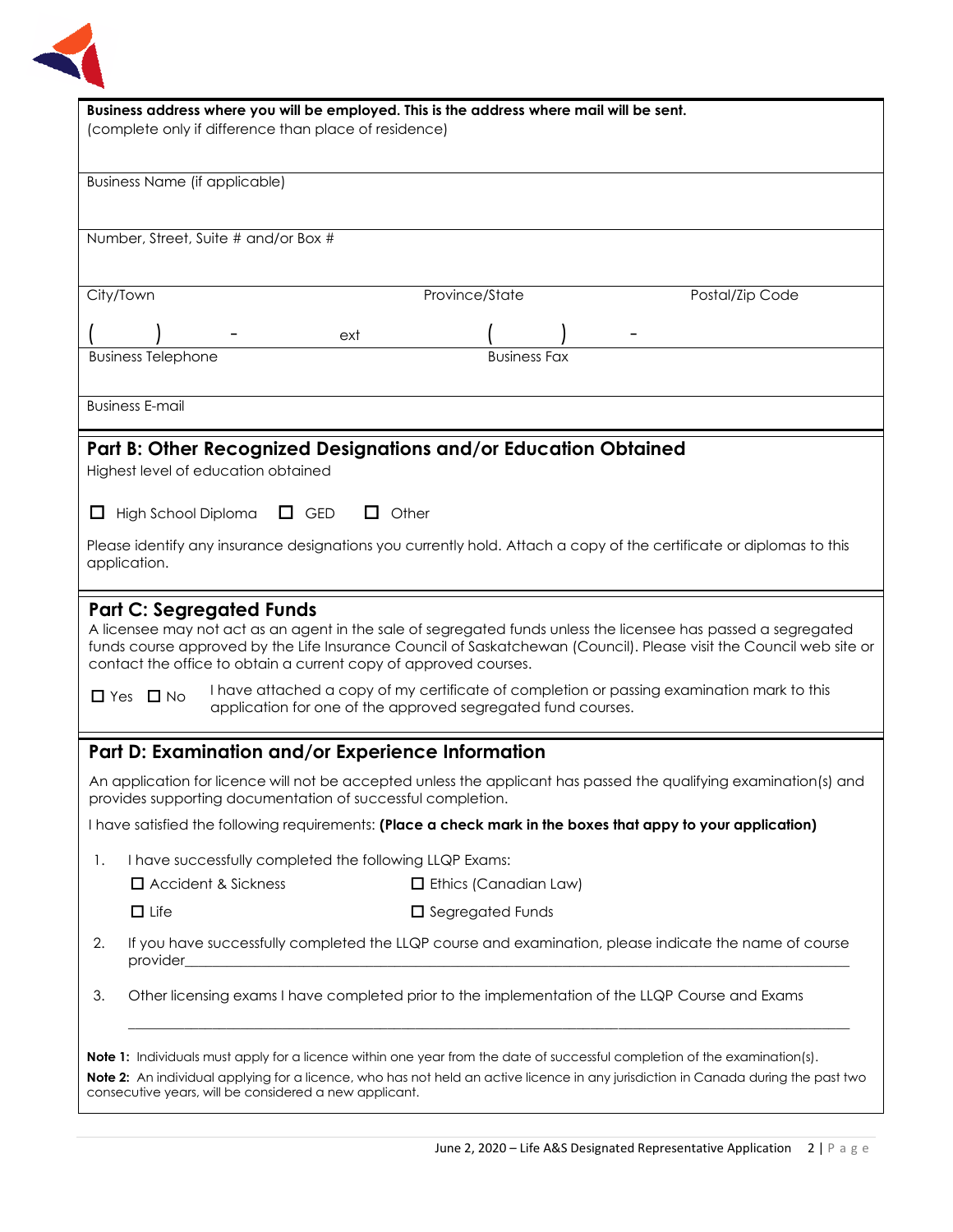**Business address where you will be employed. This is the address where mail will be sent.**
(complete only if difference than place of residence)

Business Name (if applicable)

Number, Street, Suite # and/or Box #

City/Town | Province/State | Postal/Zip Code

(     )     -     ext          (     )     -

Business Telephone | Business Fax

Business E-mail

## Part B: Other Recognized Designations and/or Education Obtained

Highest level of education obtained

☐ High School Diploma ☐ GED ☐ Other

Please identify any insurance designations you currently hold. Attach a copy of the certificate or diplomas to this application.

## Part C: Segregated Funds

A licensee may not act as an agent in the sale of segregated funds unless the licensee has passed a segregated funds course approved by the Life Insurance Council of Saskatchewan (Council). Please visit the Council web site or contact the office to obtain a current copy of approved courses.

☐ Yes ☐ No — I have attached a copy of my certificate of completion or passing examination mark to this application for one of the approved segregated fund courses.

## Part D: Examination and/or Experience Information

An application for licence will not be accepted unless the applicant has passed the qualifying examination(s) and provides supporting documentation of successful completion.

I have satisfied the following requirements: **(Place a check mark in the boxes that appy to your application)**

1. I have successfully completed the following LLQP Exams:
   - ☐ Accident & Sickness
   - ☐ Ethics (Canadian Law)
   - ☐ Life
   - ☐ Segregated Funds
2. If you have successfully completed the LLQP course and examination, please indicate the name of course provider________________________________________________________________
3. Other licensing exams I have completed prior to the implementation of the LLQP Course and Exams

   ________________________________________________________________________________

**Note 1:** Individuals must apply for a licence within one year from the date of successful completion of the examination(s).

**Note 2:** An individual applying for a licence, who has not held an active licence in any jurisdiction in Canada during the past two consecutive years, will be considered a new applicant.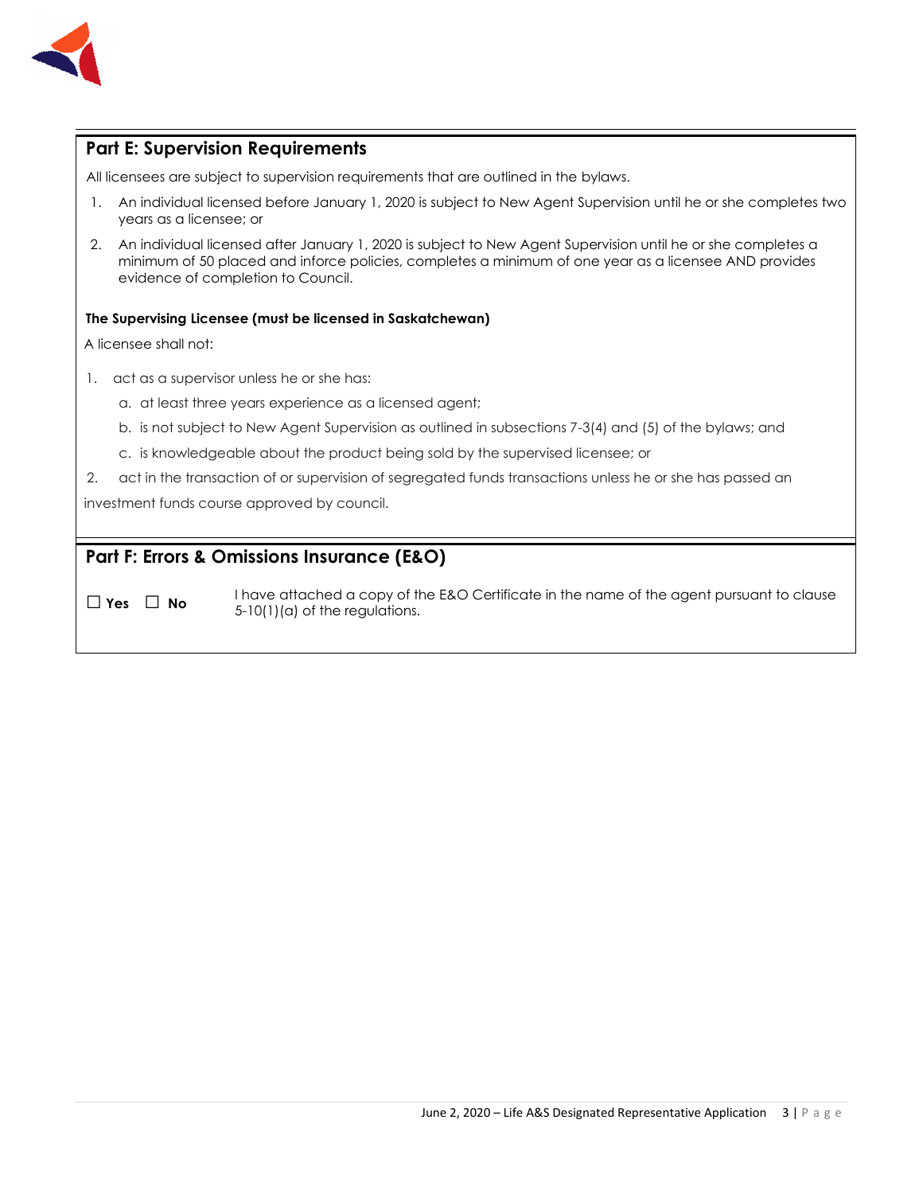## Part E: Supervision Requirements

All licensees are subject to supervision requirements that are outlined in the bylaws.

1. An individual licensed before January 1, 2020 is subject to New Agent Supervision until he or she completes two years as a licensee; or
2. An individual licensed after January 1, 2020 is subject to New Agent Supervision until he or she completes a minimum of 50 placed and inforce policies, completes a minimum of one year as a licensee AND provides evidence of completion to Council.

**The Supervising Licensee (must be licensed in Saskatchewan)**

A licensee shall not:

1. act as a supervisor unless he or she has:
   a. at least three years experience as a licensed agent;
   b. is not subject to New Agent Supervision as outlined in subsections 7-3(4) and (5) of the bylaws; and
   c. is knowledgeable about the product being sold by the supervised licensee; or
2. act in the transaction of or supervision of segregated funds transactions unless he or she has passed an investment funds course approved by council.

## Part F: Errors & Omissions Insurance (E&O)

☐ **Yes** ☐ **No** I have attached a copy of the E&O Certificate in the name of the agent pursuant to clause 5-10(1)(a) of the regulations.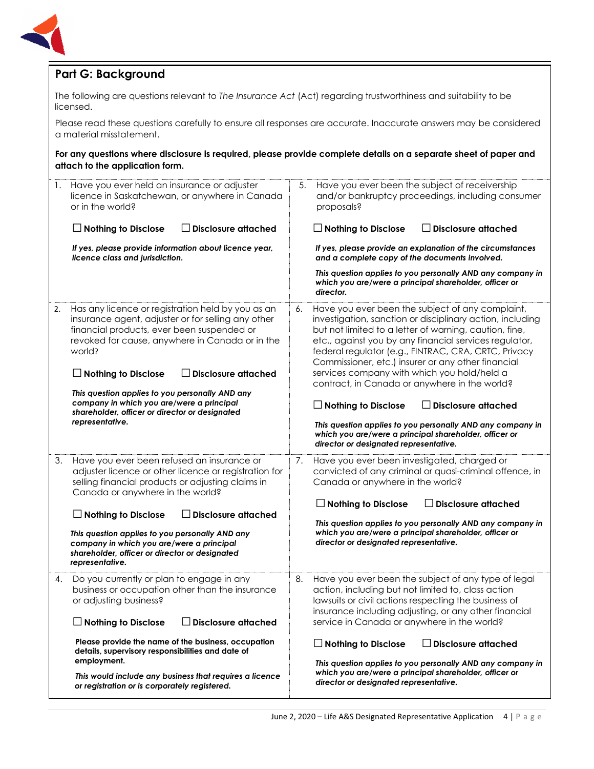## Part G: Background

The following are questions relevant to *The Insurance Act* (Act) regarding trustworthiness and suitability to be licensed.

Please read these questions carefully to ensure all responses are accurate. Inaccurate answers may be considered a material misstatement.

**For any questions where disclosure is required, please provide complete details on a separate sheet of paper and attach to the application form.**

1. Have you ever held an insurance or adjuster licence in Saskatchewan, or anywhere in Canada or in the world?

   ☐ **Nothing to Disclose** ☐ **Disclosure attached**

   ***If yes, please provide information about licence year, licence class and jurisdiction.***

2. Has any licence or registration held by you as an insurance agent, adjuster or for selling any other financial products, ever been suspended or revoked for cause, anywhere in Canada or in the world?

   ☐ **Nothing to Disclose** ☐ **Disclosure attached**

   ***This question applies to you personally AND any company in which you are/were a principal shareholder, officer or director or designated representative.***

3. Have you ever been refused an insurance or adjuster licence or other licence or registration for selling financial products or adjusting claims in Canada or anywhere in the world?

   ☐ **Nothing to Disclose** ☐ **Disclosure attached**

   ***This question applies to you personally AND any company in which you are/were a principal shareholder, officer or director or designated representative.***

4. Do you currently or plan to engage in any business or occupation other than the insurance or adjusting business?

   ☐ **Nothing to Disclose** ☐ **Disclosure attached**

   **Please provide the name of the business, occupation details, supervisory responsibilities and date of employment.**

   ***This would include any business that requires a licence or registration or is corporately registered.***

5. Have you ever been the subject of receivership and/or bankruptcy proceedings, including consumer proposals?

   ☐ **Nothing to Disclose** ☐ **Disclosure attached**

   ***If yes, please provide an explanation of the circumstances and a complete copy of the documents involved.***

   ***This question applies to you personally AND any company in which you are/were a principal shareholder, officer or director.***

6. Have you ever been the subject of any complaint, investigation, sanction or disciplinary action, including but not limited to a letter of warning, caution, fine, etc., against you by any financial services regulator, federal regulator (e.g., FINTRAC, CRA, CRTC, Privacy Commissioner, etc.) insurer or any other financial services company with which you hold/held a contract, in Canada or anywhere in the world?

   ☐ **Nothing to Disclose** ☐ **Disclosure attached**

   ***This question applies to you personally AND any company in which you are/were a principal shareholder, officer or director or designated representative.***

7. Have you ever been investigated, charged or convicted of any criminal or quasi-criminal offence, in Canada or anywhere in the world?

   ☐ **Nothing to Disclose** ☐ **Disclosure attached**

   ***This question applies to you personally AND any company in which you are/were a principal shareholder, officer or director or designated representative.***

8. Have you ever been the subject of any type of legal action, including but not limited to, class action lawsuits or civil actions respecting the business of insurance including adjusting, or any other financial service in Canada or anywhere in the world?

   ☐ **Nothing to Disclose** ☐ **Disclosure attached**

   ***This question applies to you personally AND any company in which you are/were a principal shareholder, officer or director or designated representative.***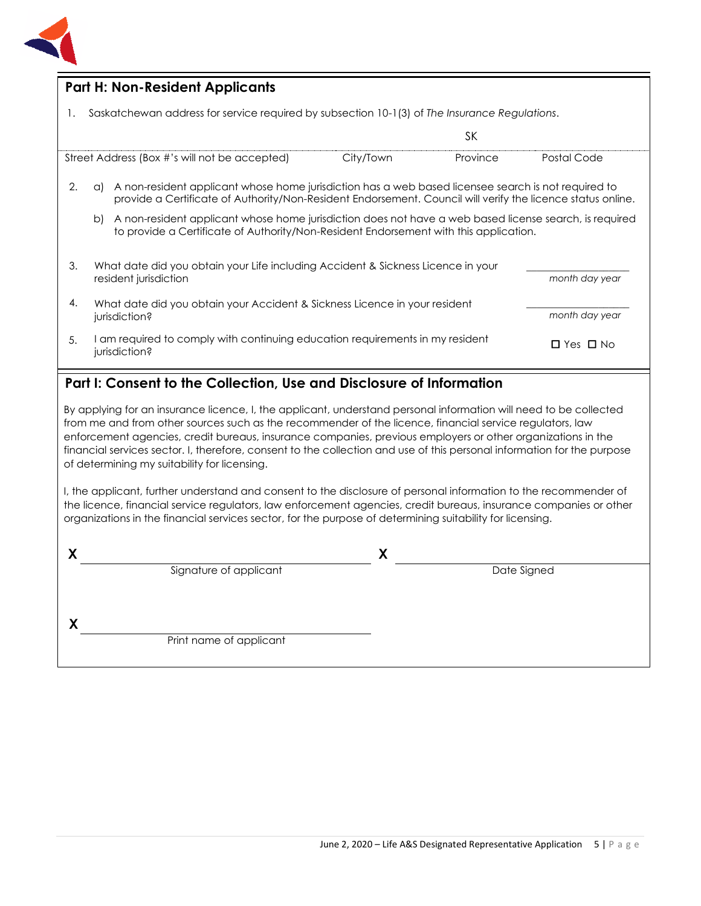## Part H: Non-Resident Applicants

1. Saskatchewan address for service required by subsection 10-1(3) of *The Insurance Regulations*.

| Street Address (Box #'s will not be accepted) | City/Town | Province | Postal Code |
|---|---|---|---|
| | | SK | |

2. a) A non-resident applicant whose home jurisdiction has a web based licensee search is not required to provide a Certificate of Authority/Non-Resident Endorsement. Council will verify the licence status online.

   b) A non-resident applicant whose home jurisdiction does not have a web based license search, is required to provide a Certificate of Authority/Non-Resident Endorsement with this application.

3. What date did you obtain your Life including Accident & Sickness Licence in your resident jurisdiction ____________ *month day year*

4. What date did you obtain your Accident & Sickness Licence in your resident jurisdiction? ____________ *month day year*

5. I am required to comply with continuing education requirements in my resident jurisdiction? ☐ Yes ☐ No

## Part I: Consent to the Collection, Use and Disclosure of Information

By applying for an insurance licence, I, the applicant, understand personal information will need to be collected from me and from other sources such as the recommender of the licence, financial service regulators, law enforcement agencies, credit bureaus, insurance companies, previous employers or other organizations in the financial services sector. I, therefore, consent to the collection and use of this personal information for the purpose of determining my suitability for licensing.

I, the applicant, further understand and consent to the disclosure of personal information to the recommender of the licence, financial service regulators, law enforcement agencies, credit bureaus, insurance companies or other organizations in the financial services sector, for the purpose of determining suitability for licensing.

X ______________________________ X ______________________________
Signature of applicant Date Signed

X ______________________________
Print name of applicant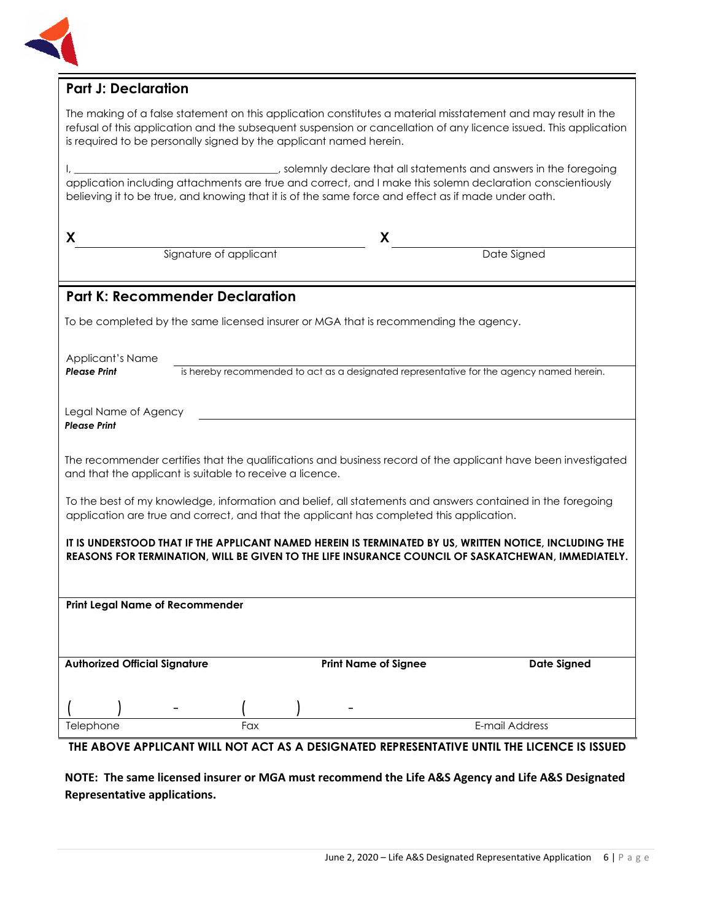## Part J: Declaration

The making of a false statement on this application constitutes a material misstatement and may result in the refusal of this application and the subsequent suspension or cancellation of any licence issued. This application is required to be personally signed by the applicant named herein.

I, ____________________________________, solemnly declare that all statements and answers in the foregoing application including attachments are true and correct, and I make this solemn declaration conscientiously believing it to be true, and knowing that it is of the same force and effect as if made under oath.

**X** ______________________________ **X** ______________________________

Signature of applicant                    Date Signed

## Part K: Recommender Declaration

To be completed by the same licensed insurer or MGA that is recommending the agency.

Applicant's Name ____________________________________________
***Please Print*** is hereby recommended to act as a designated representative for the agency named herein.

Legal Name of Agency ____________________________________________
***Please Print***

The recommender certifies that the qualifications and business record of the applicant have been investigated and that the applicant is suitable to receive a licence.

To the best of my knowledge, information and belief, all statements and answers contained in the foregoing application are true and correct, and that the applicant has completed this application.

**IT IS UNDERSTOOD THAT IF THE APPLICANT NAMED HEREIN IS TERMINATED BY US, WRITTEN NOTICE, INCLUDING THE REASONS FOR TERMINATION, WILL BE GIVEN TO THE LIFE INSURANCE COUNCIL OF SASKATCHEWAN, IMMEDIATELY.**

**Print Legal Name of Recommender**

| **Authorized Official Signature** | **Print Name of Signee** | **Date Signed** |
|---|---|---|
| | | |

| ( ) - | ( ) - | |
|---|---|---|
| Telephone | Fax | E-mail Address |

**THE ABOVE APPLICANT WILL NOT ACT AS A DESIGNATED REPRESENTATIVE UNTIL THE LICENCE IS ISSUED**

**NOTE: The same licensed insurer or MGA must recommend the Life A&S Agency and Life A&S Designated Representative applications.**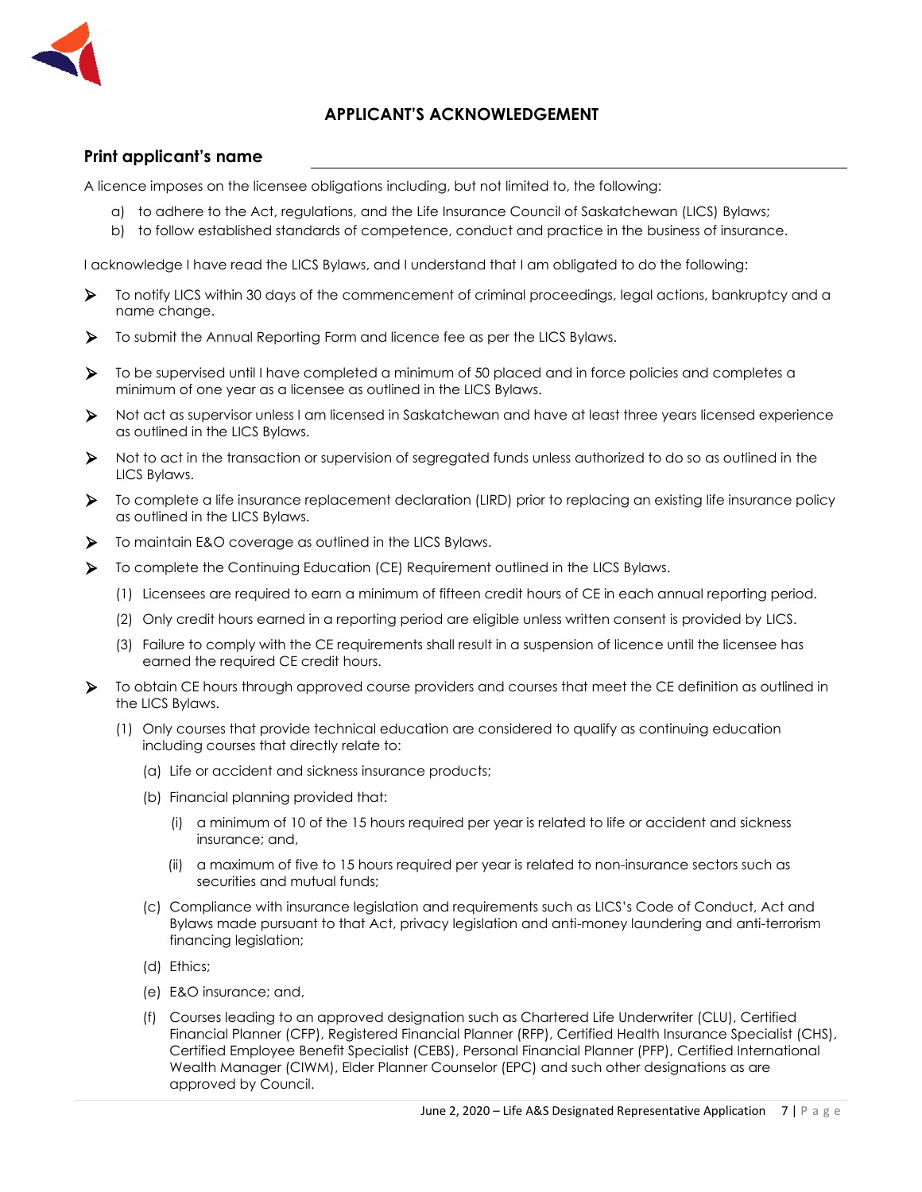## APPLICANT'S ACKNOWLEDGEMENT

**Print applicant's name** ______________________________

A licence imposes on the licensee obligations including, but not limited to, the following:

a) to adhere to the Act, regulations, and the Life Insurance Council of Saskatchewan (LICS) Bylaws;
b) to follow established standards of competence, conduct and practice in the business of insurance.

I acknowledge I have read the LICS Bylaws, and I understand that I am obligated to do the following:

- To notify LICS within 30 days of the commencement of criminal proceedings, legal actions, bankruptcy and a name change.
- To submit the Annual Reporting Form and licence fee as per the LICS Bylaws.
- To be supervised until I have completed a minimum of 50 placed and in force policies and completes a minimum of one year as a licensee as outlined in the LICS Bylaws.
- Not act as supervisor unless I am licensed in Saskatchewan and have at least three years licensed experience as outlined in the LICS Bylaws.
- Not to act in the transaction or supervision of segregated funds unless authorized to do so as outlined in the LICS Bylaws.
- To complete a life insurance replacement declaration (LIRD) prior to replacing an existing life insurance policy as outlined in the LICS Bylaws.
- To maintain E&O coverage as outlined in the LICS Bylaws.
- To complete the Continuing Education (CE) Requirement outlined in the LICS Bylaws.
  - (1) Licensees are required to earn a minimum of fifteen credit hours of CE in each annual reporting period.
  - (2) Only credit hours earned in a reporting period are eligible unless written consent is provided by LICS.
  - (3) Failure to comply with the CE requirements shall result in a suspension of licence until the licensee has earned the required CE credit hours.
- To obtain CE hours through approved course providers and courses that meet the CE definition as outlined in the LICS Bylaws.
  - (1) Only courses that provide technical education are considered to qualify as continuing education including courses that directly relate to:
    - (a) Life or accident and sickness insurance products;
    - (b) Financial planning provided that:
      - (i) a minimum of 10 of the 15 hours required per year is related to life or accident and sickness insurance; and,
      - (ii) a maximum of five to 15 hours required per year is related to non-insurance sectors such as securities and mutual funds;
    - (c) Compliance with insurance legislation and requirements such as LICS's Code of Conduct, Act and Bylaws made pursuant to that Act, privacy legislation and anti-money laundering and anti-terrorism financing legislation;
    - (d) Ethics;
    - (e) E&O insurance; and,
    - (f) Courses leading to an approved designation such as Chartered Life Underwriter (CLU), Certified Financial Planner (CFP), Registered Financial Planner (RFP), Certified Health Insurance Specialist (CHS), Certified Employee Benefit Specialist (CEBS), Personal Financial Planner (PFP), Certified International Wealth Manager (CIWM), Elder Planner Counselor (EPC) and such other designations as are approved by Council.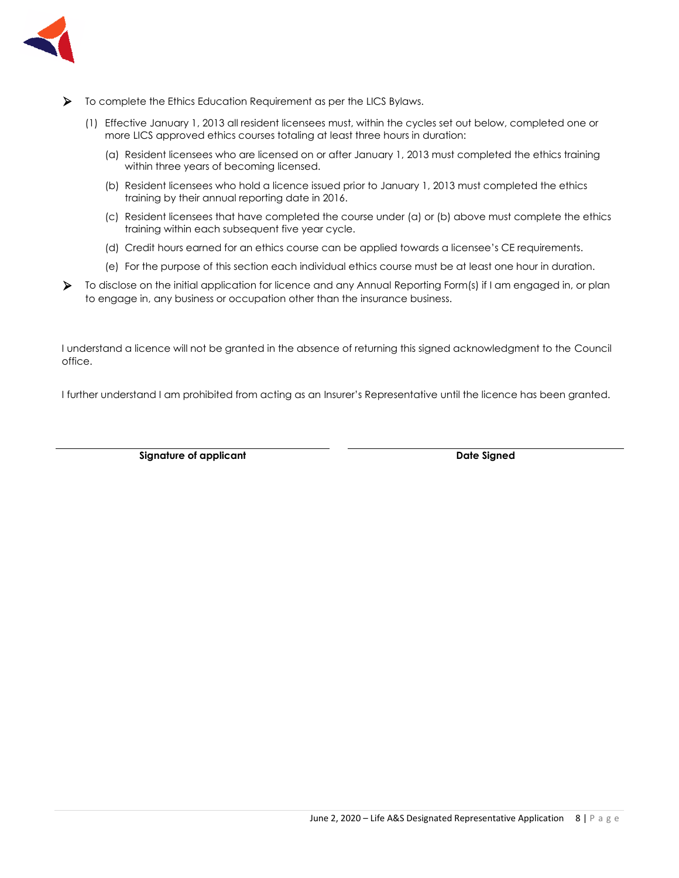- To complete the Ethics Education Requirement as per the LICS Bylaws.

  (1) Effective January 1, 2013 all resident licensees must, within the cycles set out below, completed one or more LICS approved ethics courses totaling at least three hours in duration:

    (a) Resident licensees who are licensed on or after January 1, 2013 must completed the ethics training within three years of becoming licensed.

    (b) Resident licensees who hold a licence issued prior to January 1, 2013 must completed the ethics training by their annual reporting date in 2016.

    (c) Resident licensees that have completed the course under (a) or (b) above must complete the ethics training within each subsequent five year cycle.

    (d) Credit hours earned for an ethics course can be applied towards a licensee's CE requirements.

    (e) For the purpose of this section each individual ethics course must be at least one hour in duration.

- To disclose on the initial application for licence and any Annual Reporting Form(s) if I am engaged in, or plan to engage in, any business or occupation other than the insurance business.

I understand a licence will not be granted in the absence of returning this signed acknowledgment to the Council office.

I further understand I am prohibited from acting as an Insurer's Representative until the licence has been granted.

| ______________________________ | ______________________________ |
|---|---|
| **Signature of applicant** | **Date Signed** |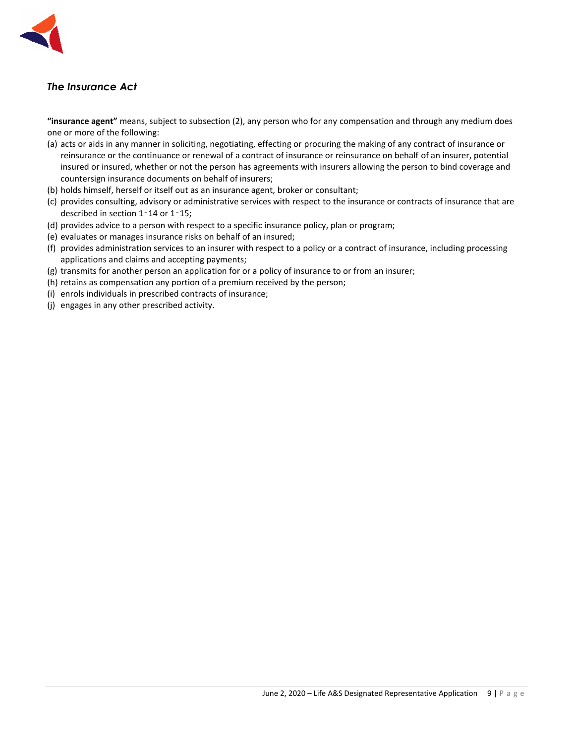## *The Insurance Act*

**"insurance agent"** means, subject to subsection (2), any person who for any compensation and through any medium does one or more of the following:

(a) acts or aids in any manner in soliciting, negotiating, effecting or procuring the making of any contract of insurance or reinsurance or the continuance or renewal of a contract of insurance or reinsurance on behalf of an insurer, potential insured or insured, whether or not the person has agreements with insurers allowing the person to bind coverage and countersign insurance documents on behalf of insurers;

(b) holds himself, herself or itself out as an insurance agent, broker or consultant;

(c) provides consulting, advisory or administrative services with respect to the insurance or contracts of insurance that are described in section 1‑14 or 1‑15;

(d) provides advice to a person with respect to a specific insurance policy, plan or program;

(e) evaluates or manages insurance risks on behalf of an insured;

(f) provides administration services to an insurer with respect to a policy or a contract of insurance, including processing applications and claims and accepting payments;

(g) transmits for another person an application for or a policy of insurance to or from an insurer;

(h) retains as compensation any portion of a premium received by the person;

(i) enrols individuals in prescribed contracts of insurance;

(j) engages in any other prescribed activity.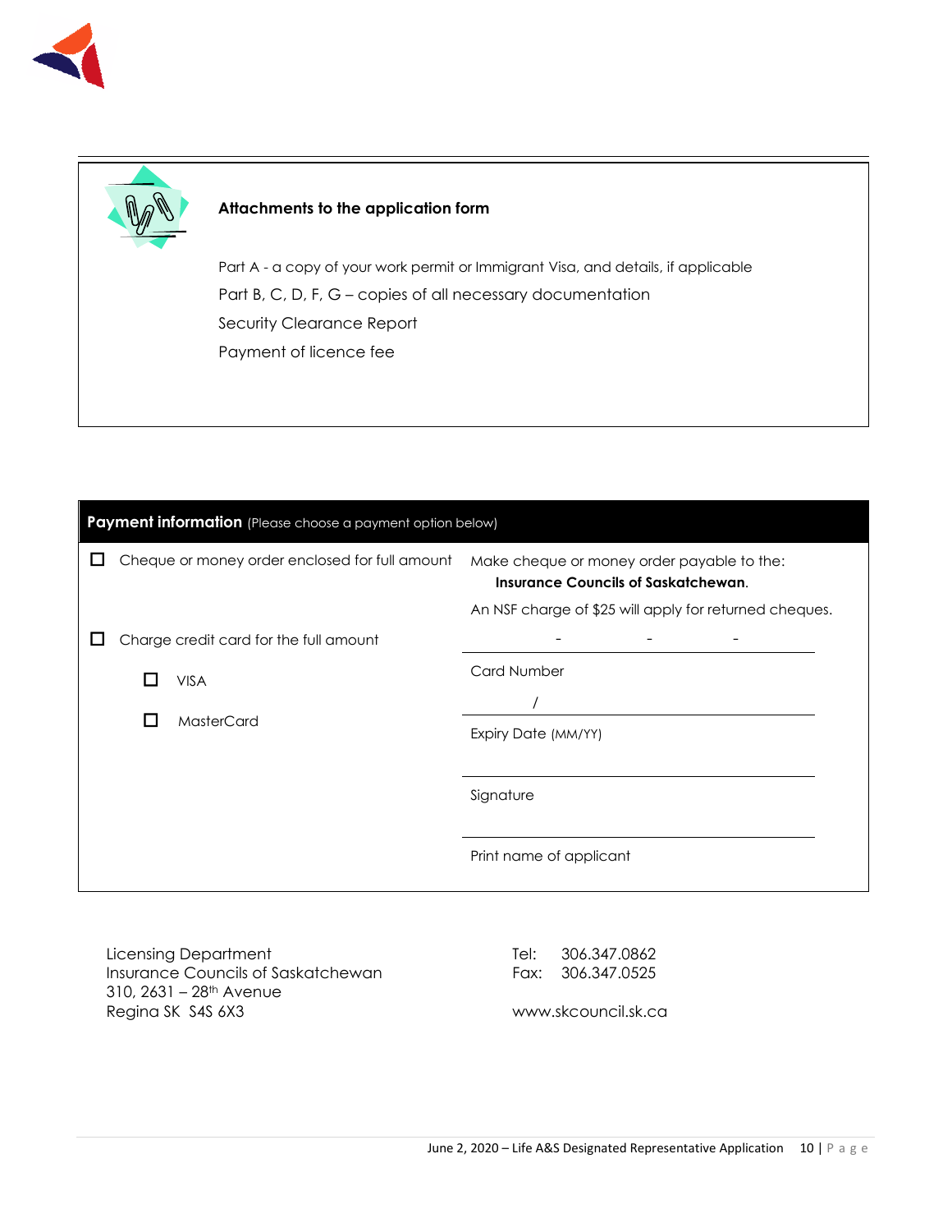### Attachments to the application form

Part A - a copy of your work permit or Immigrant Visa, and details, if applicable

Part B, C, D, F, G – copies of all necessary documentation

Security Clearance Report

Payment of licence fee

## Payment information (Please choose a payment option below)

☐ Cheque or money order enclosed for full amount

Make cheque or money order payable to the: **Insurance Councils of Saskatchewan**.

An NSF charge of $25 will apply for returned cheques.

☐ Charge credit card for the full amount

☐ VISA

☐ MasterCard

\_\_\_\_ - \_\_\_\_ - \_\_\_\_ - \_\_\_\_
Card Number

\_\_\_\_ / \_\_\_\_
Expiry Date (MM/YY)

\_\_\_\_\_\_\_\_\_\_\_\_\_\_\_\_\_\_\_\_
Signature

\_\_\_\_\_\_\_\_\_\_\_\_\_\_\_\_\_\_\_\_
Print name of applicant

Licensing Department
Insurance Councils of Saskatchewan
310, 2631 – 28th Avenue
Regina SK S4S 6X3

Tel: 306.347.0862
Fax: 306.347.0525

www.skcouncil.sk.ca